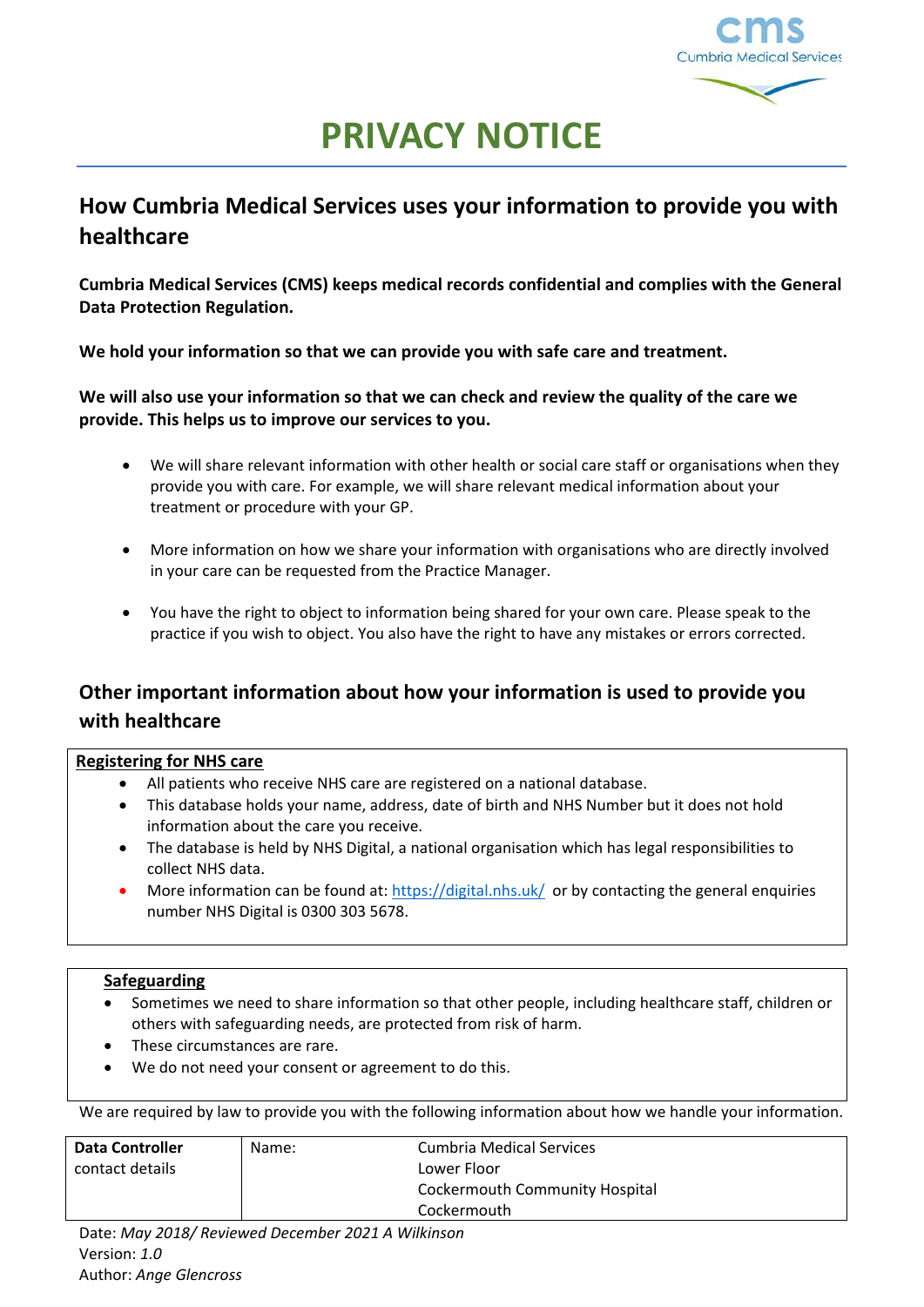# PRIVACY NOTICE

## How Cumbria Medical Services uses your information to provide you with healthcare

**Cumbria Medical Services (CMS) keeps medical records confidential and complies with the General Data Protection Regulation.**

**We hold your information so that we can provide you with safe care and treatment.**

**We will also use your information so that we can check and review the quality of the care we provide. This helps us to improve our services to you.**

- We will share relevant information with other health or social care staff or organisations when they provide you with care. For example, we will share relevant medical information about your treatment or procedure with your GP.
- More information on how we share your information with organisations who are directly involved in your care can be requested from the Practice Manager.
- You have the right to object to information being shared for your own care. Please speak to the practice if you wish to object. You also have the right to have any mistakes or errors corrected.

## Other important information about how your information is used to provide you with healthcare

**Registering for NHS care**

- All patients who receive NHS care are registered on a national database.
- This database holds your name, address, date of birth and NHS Number but it does not hold information about the care you receive.
- The database is held by NHS Digital, a national organisation which has legal responsibilities to collect NHS data.
- More information can be found at: https://digital.nhs.uk/ or by contacting the general enquiries number NHS Digital is 0300 303 5678.

**Safeguarding**

- Sometimes we need to share information so that other people, including healthcare staff, children or others with safeguarding needs, are protected from risk of harm.
- These circumstances are rare.
- We do not need your consent or agreement to do this.

We are required by law to provide you with the following information about how we handle your information.

| **Data Controller** contact details | Name: | Cumbria Medical Services<br>Lower Floor<br>Cockermouth Community Hospital<br>Cockermouth |
|---|---|---|

Date: *May 2018/ Reviewed December 2021 A Wilkinson*
Version: *1.0*
Author: *Ange Glencross*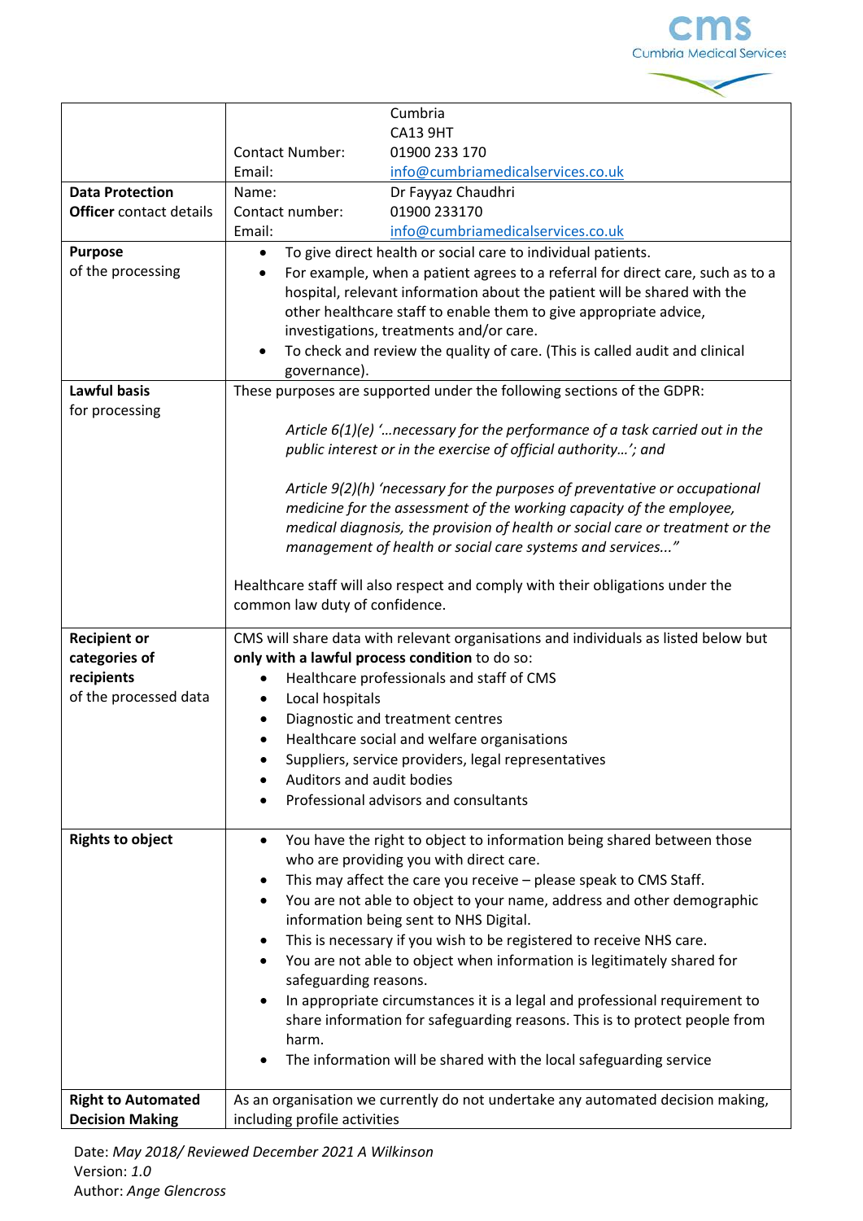| | | |
|---|---|---|
| | | Cumbria |
| | | CA13 9HT |
| | Contact Number: | 01900 233 170 |
| | Email: | info@cumbriamedicalservices.co.uk |
| **Data Protection Officer** contact details | Name: | Dr Fayyaz Chaudhri |
| | Contact number: | 01900 233170 |
| | Email: | info@cumbriamedicalservices.co.uk |

| | |
|---|---|
| **Purpose** of the processing | • To give direct health or social care to individual patients.<br>• For example, when a patient agrees to a referral for direct care, such as to a hospital, relevant information about the patient will be shared with the other healthcare staff to enable them to give appropriate advice, investigations, treatments and/or care.<br>• To check and review the quality of care. (This is called audit and clinical governance). |
| **Lawful basis** for processing | These purposes are supported under the following sections of the GDPR:<br><br>*Article 6(1)(e) '…necessary for the performance of a task carried out in the public interest or in the exercise of official authority…'; and*<br><br>*Article 9(2)(h) 'necessary for the purposes of preventative or occupational medicine for the assessment of the working capacity of the employee, medical diagnosis, the provision of health or social care or treatment or the management of health or social care systems and services..."*<br><br>Healthcare staff will also respect and comply with their obligations under the common law duty of confidence. |
| **Recipient or categories of recipients** of the processed data | CMS will share data with relevant organisations and individuals as listed below but **only with a lawful process condition** to do so:<br>• Healthcare professionals and staff of CMS<br>• Local hospitals<br>• Diagnostic and treatment centres<br>• Healthcare social and welfare organisations<br>• Suppliers, service providers, legal representatives<br>• Auditors and audit bodies<br>• Professional advisors and consultants |
| **Rights to object** | • You have the right to object to information being shared between those who are providing you with direct care.<br>• This may affect the care you receive – please speak to CMS Staff.<br>• You are not able to object to your name, address and other demographic information being sent to NHS Digital.<br>• This is necessary if you wish to be registered to receive NHS care.<br>• You are not able to object when information is legitimately shared for safeguarding reasons.<br>• In appropriate circumstances it is a legal and professional requirement to share information for safeguarding reasons. This is to protect people from harm.<br>• The information will be shared with the local safeguarding service |
| **Right to Automated Decision Making** | As an organisation we currently do not undertake any automated decision making, including profile activities |

Date: *May 2018/ Reviewed December 2021 A Wilkinson*
Version: *1.0*
Author: *Ange Glencross*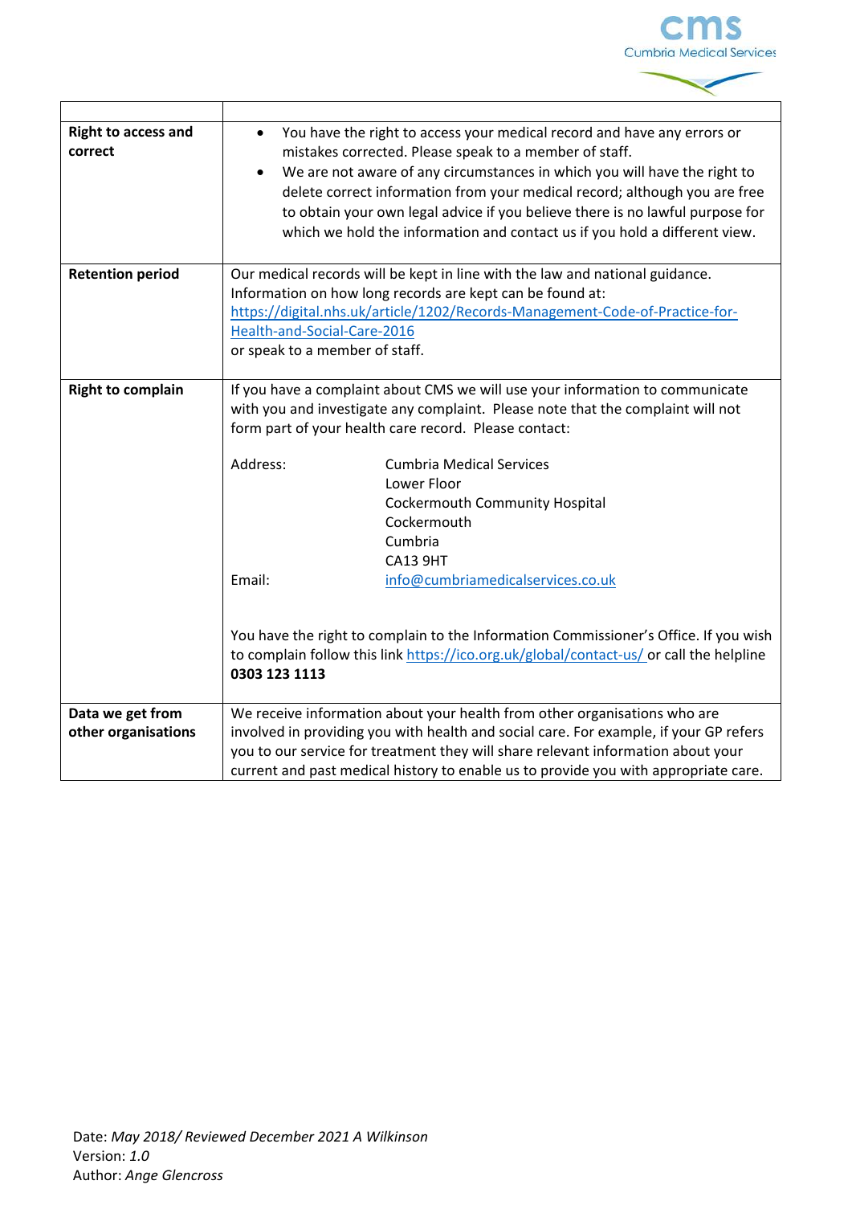| | |
|---|---|
| **Right to access and correct** | • You have the right to access your medical record and have any errors or mistakes corrected. Please speak to a member of staff.<br>• We are not aware of any circumstances in which you will have the right to delete correct information from your medical record; although you are free to obtain your own legal advice if you believe there is no lawful purpose for which we hold the information and contact us if you hold a different view. |
| **Retention period** | Our medical records will be kept in line with the law and national guidance. Information on how long records are kept can be found at: [https://digital.nhs.uk/article/1202/Records-Management-Code-of-Practice-for-Health-and-Social-Care-2016](https://digital.nhs.uk/article/1202/Records-Management-Code-of-Practice-for-Health-and-Social-Care-2016) or speak to a member of staff. |
| **Right to complain** | If you have a complaint about CMS we will use your information to communicate with you and investigate any complaint. Please note that the complaint will not form part of your health care record. Please contact:<br><br>Address: Cumbria Medical Services<br>Lower Floor<br>Cockermouth Community Hospital<br>Cockermouth<br>Cumbria<br>CA13 9HT<br>Email: info@cumbriamedicalservices.co.uk<br><br>You have the right to complain to the Information Commissioner's Office. If you wish to complain follow this link [https://ico.org.uk/global/contact-us/](https://ico.org.uk/global/contact-us/) or call the helpline **0303 123 1113** |
| **Data we get from other organisations** | We receive information about your health from other organisations who are involved in providing you with health and social care. For example, if your GP refers you to our service for treatment they will share relevant information about your current and past medical history to enable us to provide you with appropriate care. |

Date: *May 2018/ Reviewed December 2021 A Wilkinson*
Version: *1.0*
Author: *Ange Glencross*